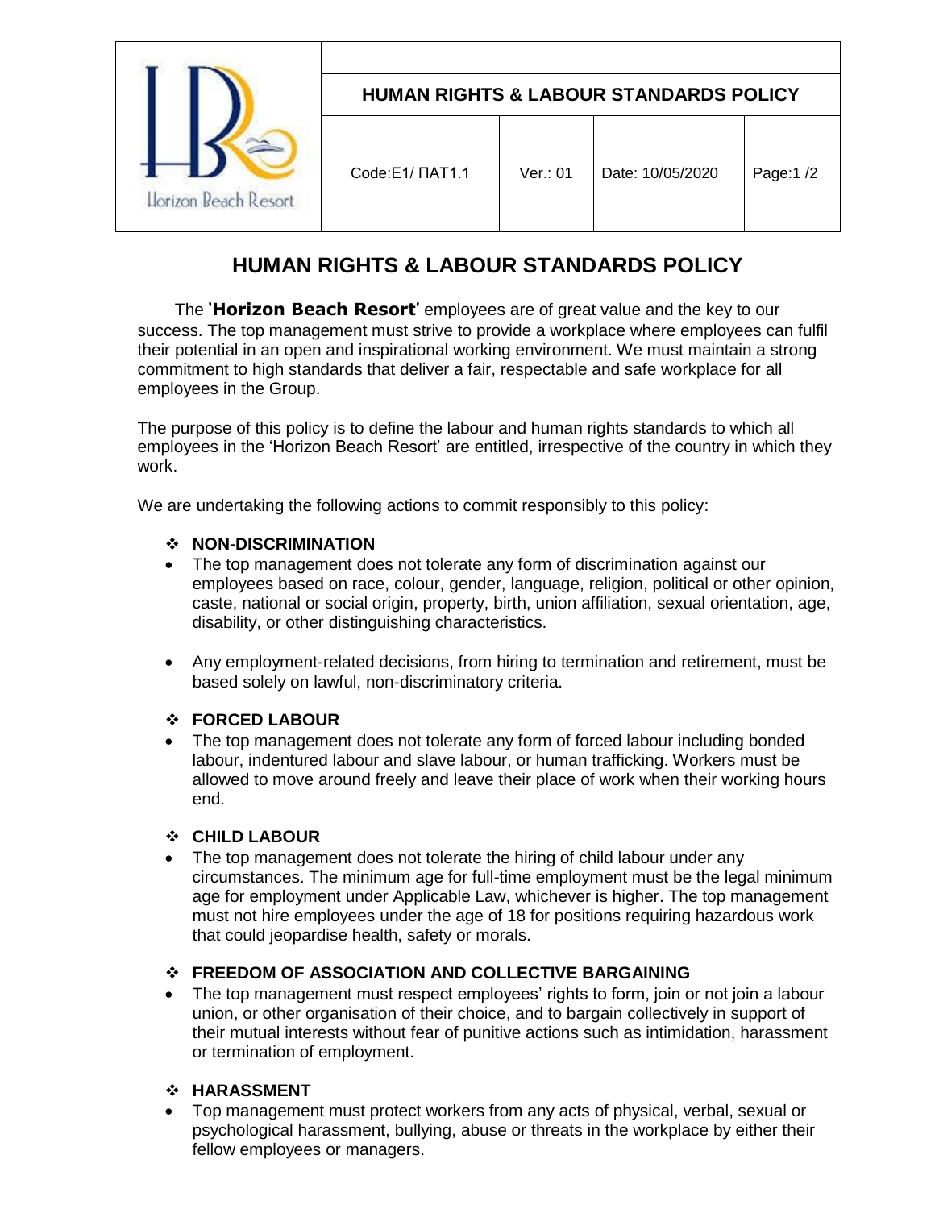| Horizon Beach Resort | HUMAN RIGHTS & LABOUR STANDARDS POLICY | | | |
|---|---|---|---|---|
| | Code:E1/ ΠΑΤ1.1 | Ver.: 01 | Date: 10/05/2020 | Page:1 /2 |

# HUMAN RIGHTS & LABOUR STANDARDS POLICY

The **'Horizon Beach Resort'** employees are of great value and the key to our success. The top management must strive to provide a workplace where employees can fulfil their potential in an open and inspirational working environment. We must maintain a strong commitment to high standards that deliver a fair, respectable and safe workplace for all employees in the Group.

The purpose of this policy is to define the labour and human rights standards to which all employees in the 'Horizon Beach Resort' are entitled, irrespective of the country in which they work.

We are undertaking the following actions to commit responsibly to this policy:

### ❖ NON-DISCRIMINATION

- The top management does not tolerate any form of discrimination against our employees based on race, colour, gender, language, religion, political or other opinion, caste, national or social origin, property, birth, union affiliation, sexual orientation, age, disability, or other distinguishing characteristics.
- Any employment-related decisions, from hiring to termination and retirement, must be based solely on lawful, non-discriminatory criteria.

### ❖ FORCED LABOUR

- The top management does not tolerate any form of forced labour including bonded labour, indentured labour and slave labour, or human trafficking. Workers must be allowed to move around freely and leave their place of work when their working hours end.

### ❖ CHILD LABOUR

- The top management does not tolerate the hiring of child labour under any circumstances. The minimum age for full-time employment must be the legal minimum age for employment under Applicable Law, whichever is higher. The top management must not hire employees under the age of 18 for positions requiring hazardous work that could jeopardise health, safety or morals.

### ❖ FREEDOM OF ASSOCIATION AND COLLECTIVE BARGAINING

- The top management must respect employees' rights to form, join or not join a labour union, or other organisation of their choice, and to bargain collectively in support of their mutual interests without fear of punitive actions such as intimidation, harassment or termination of employment.

### ❖ HARASSMENT

- Top management must protect workers from any acts of physical, verbal, sexual or psychological harassment, bullying, abuse or threats in the workplace by either their fellow employees or managers.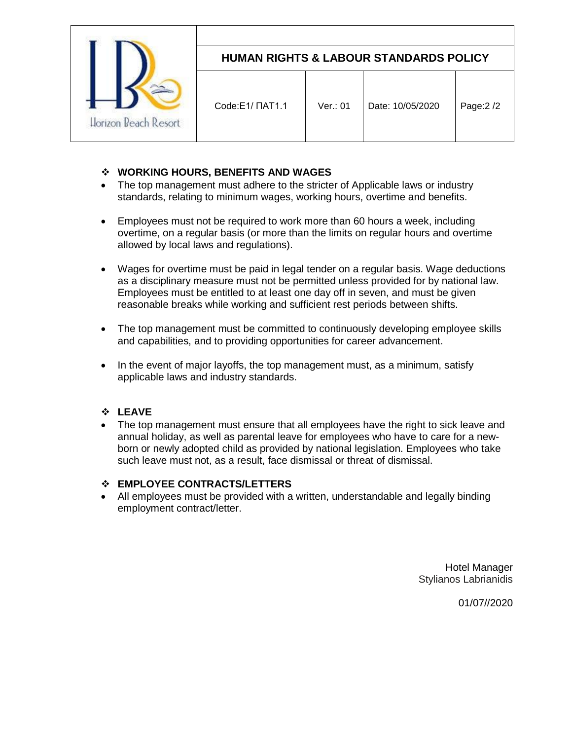## WORKING HOURS, BENEFITS AND WAGES

- The top management must adhere to the stricter of Applicable laws or industry standards, relating to minimum wages, working hours, overtime and benefits.

- Employees must not be required to work more than 60 hours a week, including overtime, on a regular basis (or more than the limits on regular hours and overtime allowed by local laws and regulations).

- Wages for overtime must be paid in legal tender on a regular basis. Wage deductions as a disciplinary measure must not be permitted unless provided for by national law. Employees must be entitled to at least one day off in seven, and must be given reasonable breaks while working and sufficient rest periods between shifts.

- The top management must be committed to continuously developing employee skills and capabilities, and to providing opportunities for career advancement.

- In the event of major layoffs, the top management must, as a minimum, satisfy applicable laws and industry standards.

## LEAVE

- The top management must ensure that all employees have the right to sick leave and annual holiday, as well as parental leave for employees who have to care for a new-born or newly adopted child as provided by national legislation. Employees who take such leave must not, as a result, face dismissal or threat of dismissal.

## EMPLOYEE CONTRACTS/LETTERS

- All employees must be provided with a written, understandable and legally binding employment contract/letter.

Hotel Manager
Stylianos Labrianidis

01/07//2020